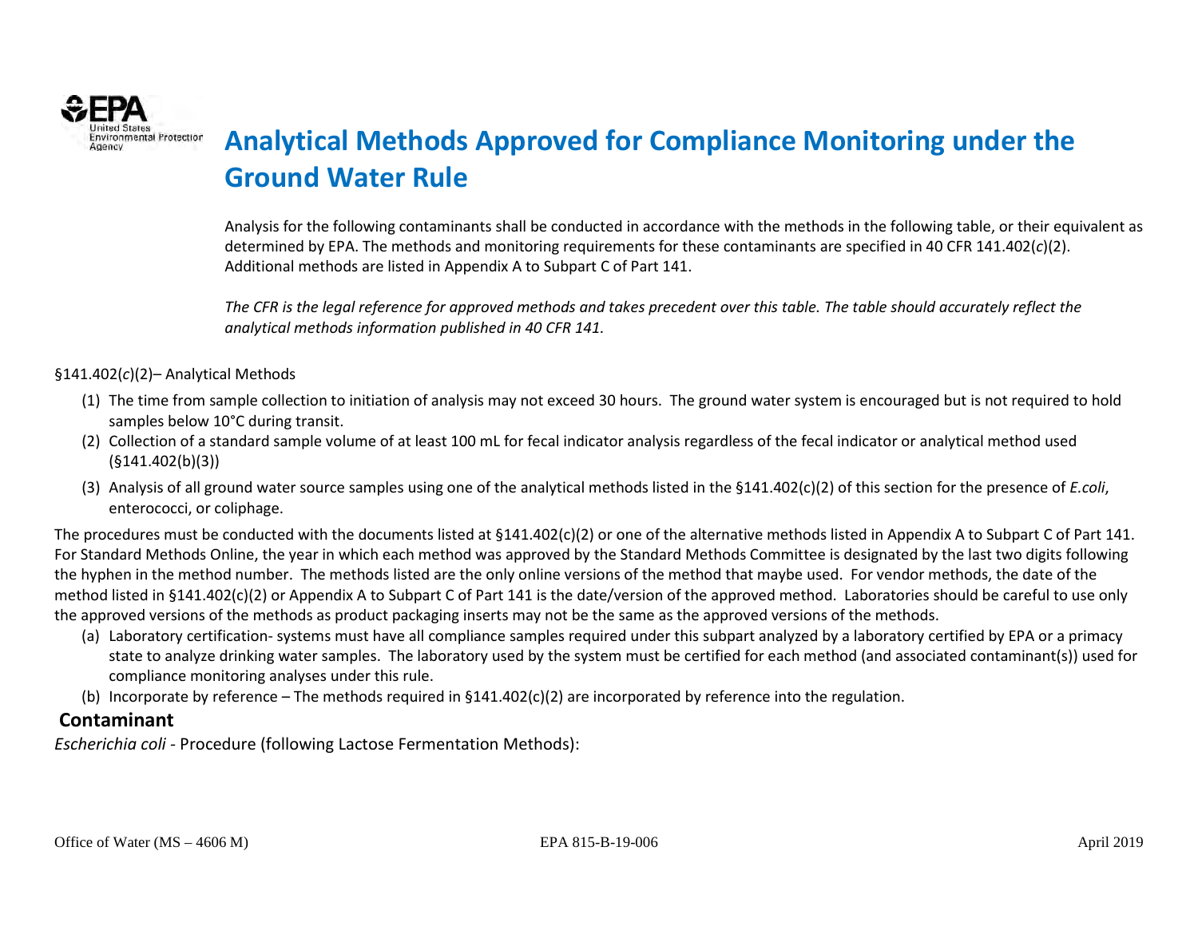# Analytical Methods Approved for Compliance Monitoring under the Ground Water Rule

Analysis for the following contaminants shall be conducted in accordance with the methods in the following table, or their equivalent as determined by EPA. The methods and monitoring requirements for these contaminants are specified in 40 CFR 141.402(*c*)(2). Additional methods are listed in Appendix A to Subpart C of Part 141.

*The CFR is the legal reference for approved methods and takes precedent over this table. The table should accurately reflect the analytical methods information published in 40 CFR 141.*

§141.402(*c*)(2)– Analytical Methods

1. The time from sample collection to initiation of analysis may not exceed 30 hours. The ground water system is encouraged but is not required to hold samples below 10°C during transit.
2. Collection of a standard sample volume of at least 100 mL for fecal indicator analysis regardless of the fecal indicator or analytical method used (§141.402(b)(3))
3. Analysis of all ground water source samples using one of the analytical methods listed in the §141.402(c)(2) of this section for the presence of *E.coli*, enterococci, or coliphage.

The procedures must be conducted with the documents listed at §141.402(c)(2) or one of the alternative methods listed in Appendix A to Subpart C of Part 141. For Standard Methods Online, the year in which each method was approved by the Standard Methods Committee is designated by the last two digits following the hyphen in the method number. The methods listed are the only online versions of the method that maybe used. For vendor methods, the date of the method listed in §141.402(c)(2) or Appendix A to Subpart C of Part 141 is the date/version of the approved method. Laboratories should be careful to use only the approved versions of the methods as product packaging inserts may not be the same as the approved versions of the methods.

(a) Laboratory certification- systems must have all compliance samples required under this subpart analyzed by a laboratory certified by EPA or a primacy state to analyze drinking water samples. The laboratory used by the system must be certified for each method (and associated contaminant(s)) used for compliance monitoring analyses under this rule.
(b) Incorporate by reference – The methods required in §141.402(c)(2) are incorporated by reference into the regulation.

## Contaminant

*Escherichia coli* - Procedure (following Lactose Fermentation Methods):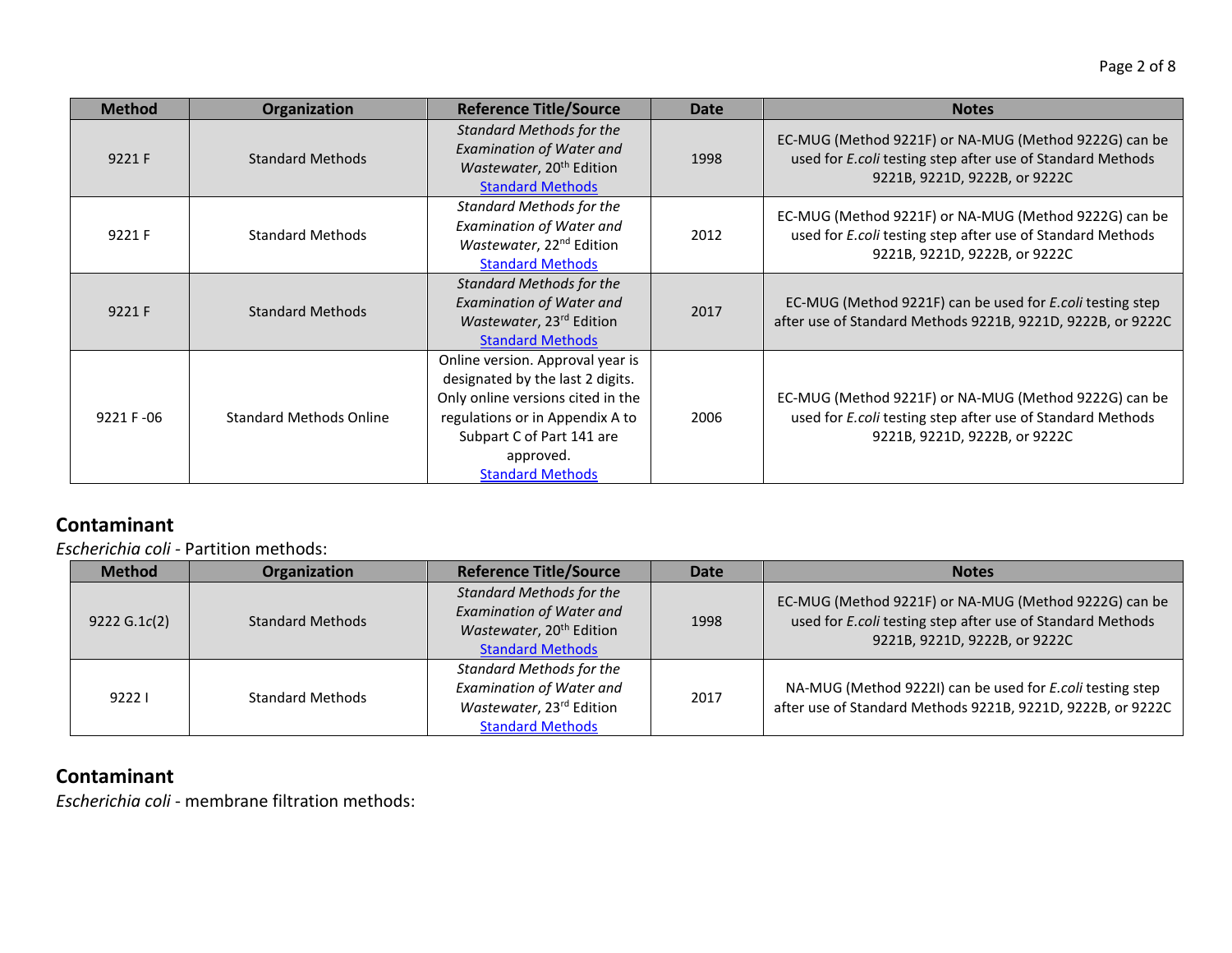| Method | Organization | Reference Title/Source | Date | Notes |
|---|---|---|---|---|
| 9221 F | Standard Methods | *Standard Methods for the Examination of Water and Wastewater*, 20th Edition Standard Methods | 1998 | EC-MUG (Method 9221F) or NA-MUG (Method 9222G) can be used for *E.coli* testing step after use of Standard Methods 9221B, 9221D, 9222B, or 9222C |
| 9221 F | Standard Methods | *Standard Methods for the Examination of Water and Wastewater*, 22nd Edition Standard Methods | 2012 | EC-MUG (Method 9221F) or NA-MUG (Method 9222G) can be used for *E.coli* testing step after use of Standard Methods 9221B, 9221D, 9222B, or 9222C |
| 9221 F | Standard Methods | *Standard Methods for the Examination of Water and Wastewater*, 23rd Edition Standard Methods | 2017 | EC-MUG (Method 9221F) can be used for *E.coli* testing step after use of Standard Methods 9221B, 9221D, 9222B, or 9222C |
| 9221 F -06 | Standard Methods Online | Online version. Approval year is designated by the last 2 digits. Only online versions cited in the regulations or in Appendix A to Subpart C of Part 141 are approved. Standard Methods | 2006 | EC-MUG (Method 9221F) or NA-MUG (Method 9222G) can be used for *E.coli* testing step after use of Standard Methods 9221B, 9221D, 9222B, or 9222C |

## Contaminant

*Escherichia coli* - Partition methods:

| Method | Organization | Reference Title/Source | Date | Notes |
|---|---|---|---|---|
| 9222 G.1c(2) | Standard Methods | *Standard Methods for the Examination of Water and Wastewater*, 20th Edition Standard Methods | 1998 | EC-MUG (Method 9221F) or NA-MUG (Method 9222G) can be used for *E.coli* testing step after use of Standard Methods 9221B, 9221D, 9222B, or 9222C |
| 9222 I | Standard Methods | *Standard Methods for the Examination of Water and Wastewater*, 23rd Edition Standard Methods | 2017 | NA-MUG (Method 9222I) can be used for *E.coli* testing step after use of Standard Methods 9221B, 9221D, 9222B, or 9222C |

## Contaminant

*Escherichia coli* - membrane filtration methods: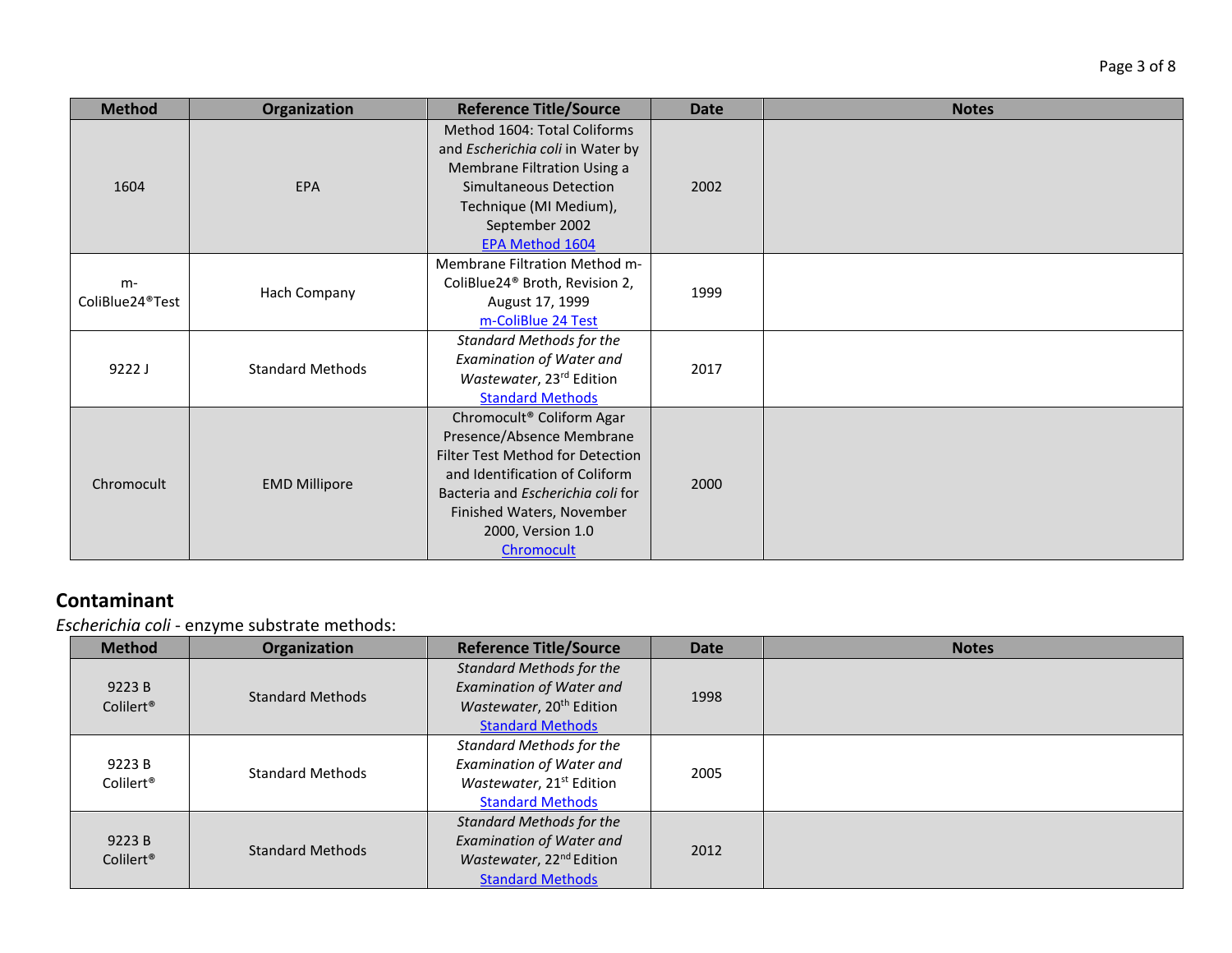| Method | Organization | Reference Title/Source | Date | Notes |
| --- | --- | --- | --- | --- |
| 1604 | EPA | Method 1604: Total Coliforms and *Escherichia coli* in Water by Membrane Filtration Using a Simultaneous Detection Technique (MI Medium), September 2002 [EPA Method 1604] | 2002 | |
| m-ColiBlue24®Test | Hach Company | Membrane Filtration Method m-ColiBlue24® Broth, Revision 2, August 17, 1999 [m-ColiBlue 24 Test] | 1999 | |
| 9222 J | Standard Methods | *Standard Methods for the Examination of Water and Wastewater*, 23rd Edition [Standard Methods] | 2017 | |
| Chromocult | EMD Millipore | Chromocult® Coliform Agar Presence/Absence Membrane Filter Test Method for Detection and Identification of Coliform Bacteria and *Escherichia coli* for Finished Waters, November 2000, Version 1.0 [Chromocult] | 2000 | |

## Contaminant

*Escherichia coli* - enzyme substrate methods:

| Method | Organization | Reference Title/Source | Date | Notes |
| --- | --- | --- | --- | --- |
| 9223 B Colilert® | Standard Methods | *Standard Methods for the Examination of Water and Wastewater*, 20th Edition [Standard Methods] | 1998 | |
| 9223 B Colilert® | Standard Methods | *Standard Methods for the Examination of Water and Wastewater*, 21st Edition [Standard Methods] | 2005 | |
| 9223 B Colilert® | Standard Methods | *Standard Methods for the Examination of Water and Wastewater*, 22nd Edition [Standard Methods] | 2012 | |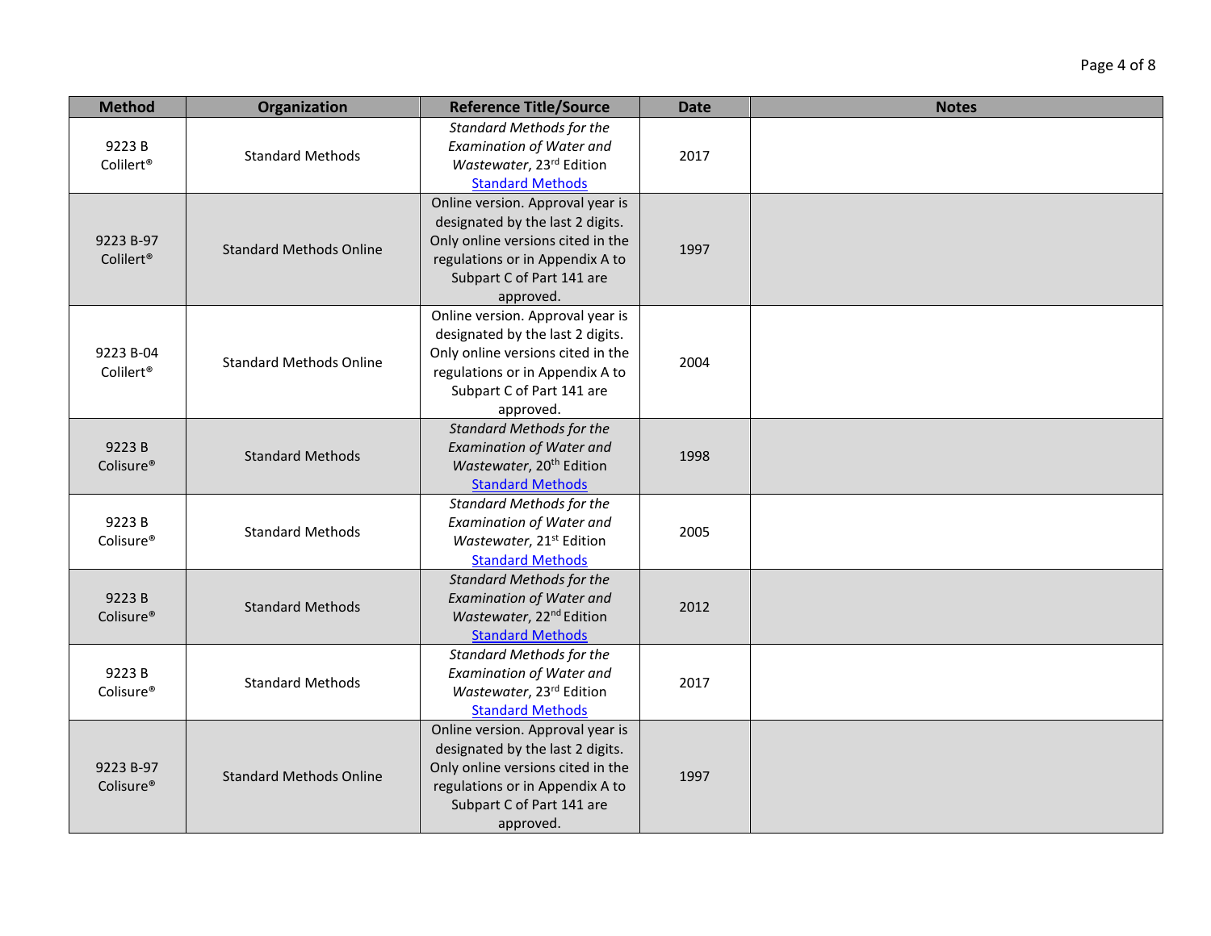| Method | Organization | Reference Title/Source | Date | Notes |
|---|---|---|---|---|
| 9223 B Colilert® | Standard Methods | *Standard Methods for the Examination of Water and Wastewater*, 23rd Edition [Standard Methods](Standard Methods) | 2017 | |
| 9223 B-97 Colilert® | Standard Methods Online | Online version. Approval year is designated by the last 2 digits. Only online versions cited in the regulations or in Appendix A to Subpart C of Part 141 are approved. | 1997 | |
| 9223 B-04 Colilert® | Standard Methods Online | Online version. Approval year is designated by the last 2 digits. Only online versions cited in the regulations or in Appendix A to Subpart C of Part 141 are approved. | 2004 | |
| 9223 B Colisure® | Standard Methods | *Standard Methods for the Examination of Water and Wastewater*, 20th Edition [Standard Methods](Standard Methods) | 1998 | |
| 9223 B Colisure® | Standard Methods | *Standard Methods for the Examination of Water and Wastewater*, 21st Edition [Standard Methods](Standard Methods) | 2005 | |
| 9223 B Colisure® | Standard Methods | *Standard Methods for the Examination of Water and Wastewater*, 22nd Edition [Standard Methods](Standard Methods) | 2012 | |
| 9223 B Colisure® | Standard Methods | *Standard Methods for the Examination of Water and Wastewater*, 23rd Edition [Standard Methods](Standard Methods) | 2017 | |
| 9223 B-97 Colisure® | Standard Methods Online | Online version. Approval year is designated by the last 2 digits. Only online versions cited in the regulations or in Appendix A to Subpart C of Part 141 are approved. | 1997 | |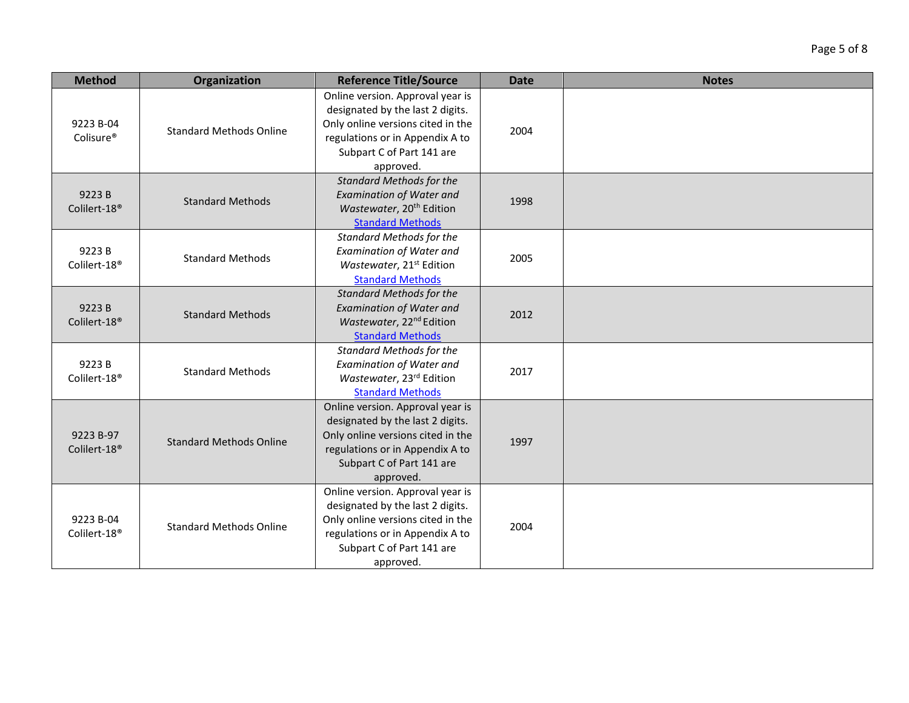| Method | Organization | Reference Title/Source | Date | Notes |
|---|---|---|---|---|
| 9223 B-04 Colisure® | Standard Methods Online | Online version. Approval year is designated by the last 2 digits. Only online versions cited in the regulations or in Appendix A to Subpart C of Part 141 are approved. | 2004 | |
| 9223 B Collilert-18® | Standard Methods | *Standard Methods for the Examination of Water and Wastewater*, 20th Edition [Standard Methods](#) | 1998 | |
| 9223 B Collilert-18® | Standard Methods | *Standard Methods for the Examination of Water and Wastewater*, 21st Edition [Standard Methods](#) | 2005 | |
| 9223 B Collilert-18® | Standard Methods | *Standard Methods for the Examination of Water and Wastewater*, 22nd Edition [Standard Methods](#) | 2012 | |
| 9223 B Collilert-18® | Standard Methods | *Standard Methods for the Examination of Water and Wastewater*, 23rd Edition [Standard Methods](#) | 2017 | |
| 9223 B-97 Collilert-18® | Standard Methods Online | Online version. Approval year is designated by the last 2 digits. Only online versions cited in the regulations or in Appendix A to Subpart C of Part 141 are approved. | 1997 | |
| 9223 B-04 Collilert-18® | Standard Methods Online | Online version. Approval year is designated by the last 2 digits. Only online versions cited in the regulations or in Appendix A to Subpart C of Part 141 are approved. | 2004 | |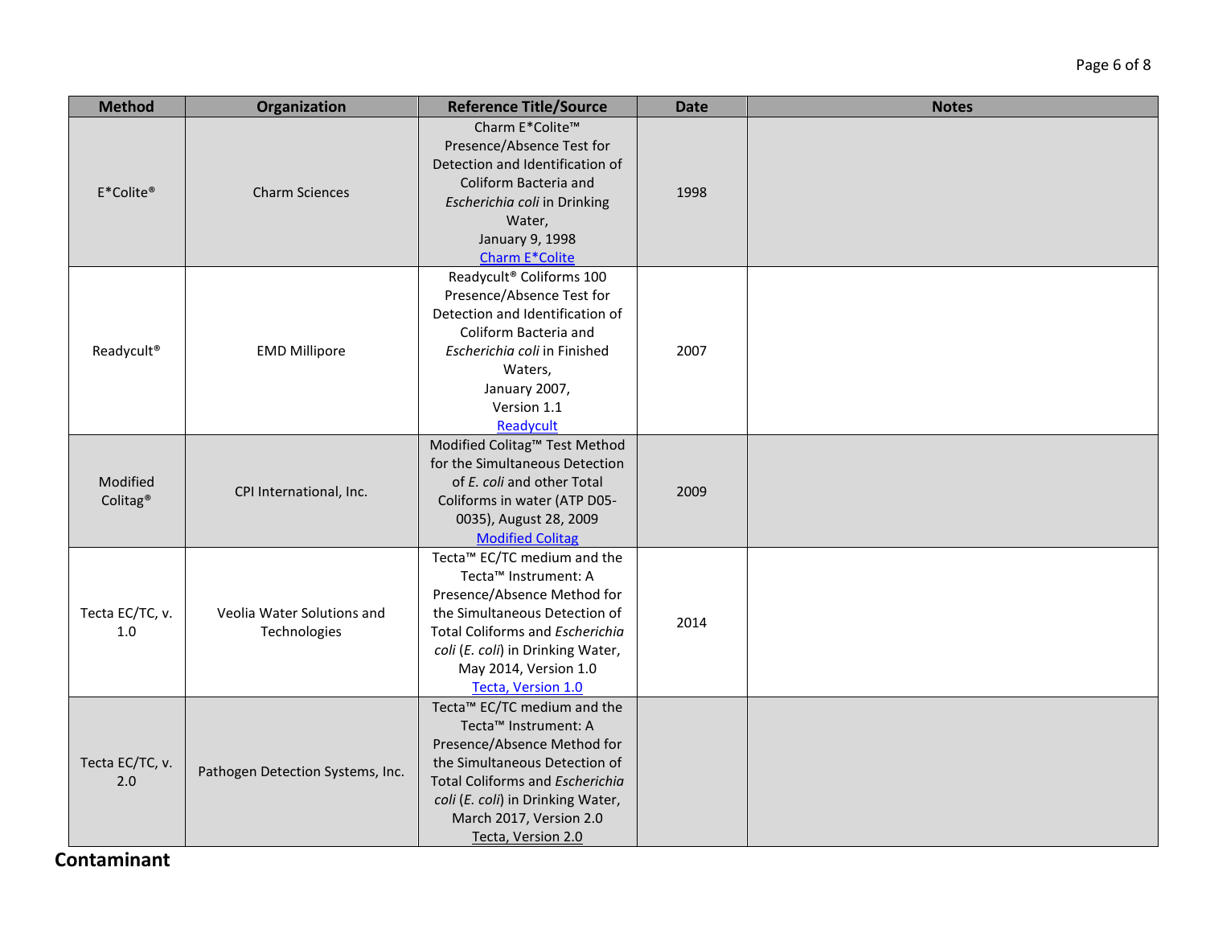| Method | Organization | Reference Title/Source | Date | Notes |
|---|---|---|---|---|
| E*Colite® | Charm Sciences | Charm E*Colite™ Presence/Absence Test for Detection and Identification of Coliform Bacteria and *Escherichia coli* in Drinking Water, January 9, 1998 Charm E*Colite | 1998 | |
| Readycult® | EMD Millipore | Readycult® Coliforms 100 Presence/Absence Test for Detection and Identification of Coliform Bacteria and *Escherichia coli* in Finished Waters, January 2007, Version 1.1 Readycult | 2007 | |
| Modified Colitag® | CPI International, Inc. | Modified Colitag™ Test Method for the Simultaneous Detection of *E. coli* and other Total Coliforms in water (ATP D05-0035), August 28, 2009 Modified Colitag | 2009 | |
| Tecta EC/TC, v. 1.0 | Veolia Water Solutions and Technologies | Tecta™ EC/TC medium and the Tecta™ Instrument: A Presence/Absence Method for the Simultaneous Detection of Total Coliforms and *Escherichia coli* (*E. coli*) in Drinking Water, May 2014, Version 1.0 Tecta, Version 1.0 | 2014 | |
| Tecta EC/TC, v. 2.0 | Pathogen Detection Systems, Inc. | Tecta™ EC/TC medium and the Tecta™ Instrument: A Presence/Absence Method for the Simultaneous Detection of Total Coliforms and *Escherichia coli* (*E. coli*) in Drinking Water, March 2017, Version 2.0 Tecta, Version 2.0 | | |

**Contaminant**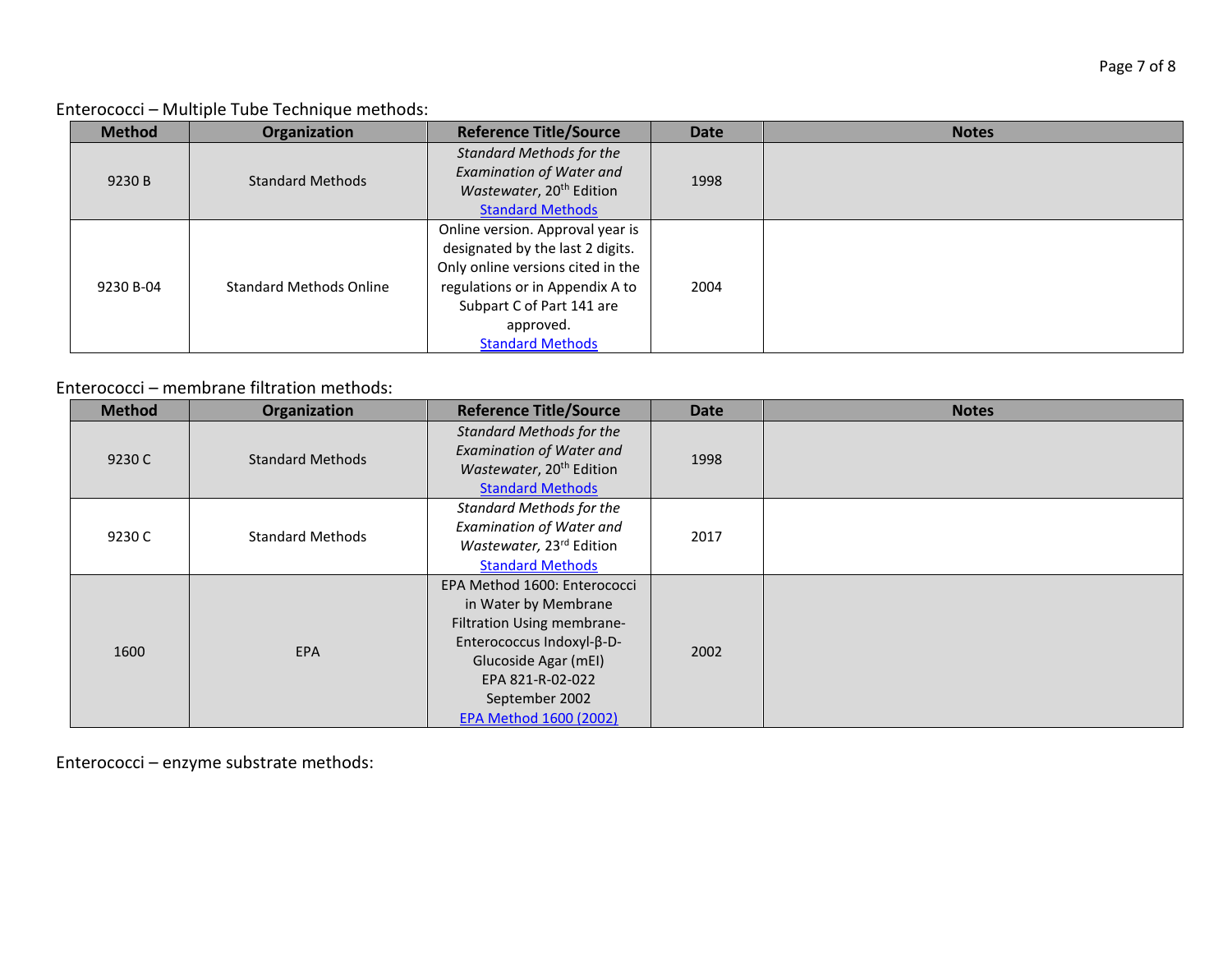Enterococci – Multiple Tube Technique methods:

| Method | Organization | Reference Title/Source | Date | Notes |
|---|---|---|---|---|
| 9230 B | Standard Methods | *Standard Methods for the Examination of Water and Wastewater*, 20th Edition Standard Methods | 1998 | |
| 9230 B-04 | Standard Methods Online | Online version. Approval year is designated by the last 2 digits. Only online versions cited in the regulations or in Appendix A to Subpart C of Part 141 are approved. Standard Methods | 2004 | |

Enterococci – membrane filtration methods:

| Method | Organization | Reference Title/Source | Date | Notes |
|---|---|---|---|---|
| 9230 C | Standard Methods | *Standard Methods for the Examination of Water and Wastewater*, 20th Edition Standard Methods | 1998 | |
| 9230 C | Standard Methods | *Standard Methods for the Examination of Water and Wastewater,* 23rd Edition Standard Methods | 2017 | |
| 1600 | EPA | EPA Method 1600: Enterococci in Water by Membrane Filtration Using membrane-Enterococcus Indoxyl-β-D-Glucoside Agar (mEI) EPA 821-R-02-022 September 2002 EPA Method 1600 (2002) | 2002 | |

Enterococci – enzyme substrate methods: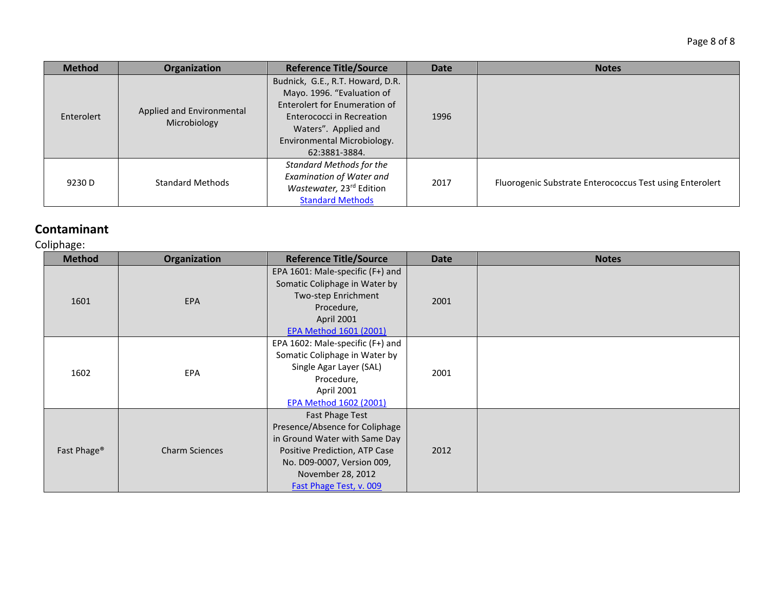| Method | Organization | Reference Title/Source | Date | Notes |
|---|---|---|---|---|
| Enterolert | Applied and Environmental Microbiology | Budnick, G.E., R.T. Howard, D.R. Mayo. 1996. "Evaluation of Enterolert for Enumeration of Enterococci in Recreation Waters". Applied and Environmental Microbiology. 62:3881-3884. | 1996 | |
| 9230 D | Standard Methods | *Standard Methods for the Examination of Water and Wastewater,* 23rd Edition [Standard Methods] | 2017 | Fluorogenic Substrate Enterococcus Test using Enterolert |

## Contaminant

Coliphage:

| Method | Organization | Reference Title/Source | Date | Notes |
|---|---|---|---|---|
| 1601 | EPA | EPA 1601: Male-specific (F+) and Somatic Coliphage in Water by Two-step Enrichment Procedure, April 2001 [EPA Method 1601 (2001)] | 2001 | |
| 1602 | EPA | EPA 1602: Male-specific (F+) and Somatic Coliphage in Water by Single Agar Layer (SAL) Procedure, April 2001 [EPA Method 1602 (2001)] | 2001 | |
| Fast Phage® | Charm Sciences | Fast Phage Test Presence/Absence for Coliphage in Ground Water with Same Day Positive Prediction, ATP Case No. D09-0007, Version 009, November 28, 2012 [Fast Phage Test, v. 009] | 2012 | |